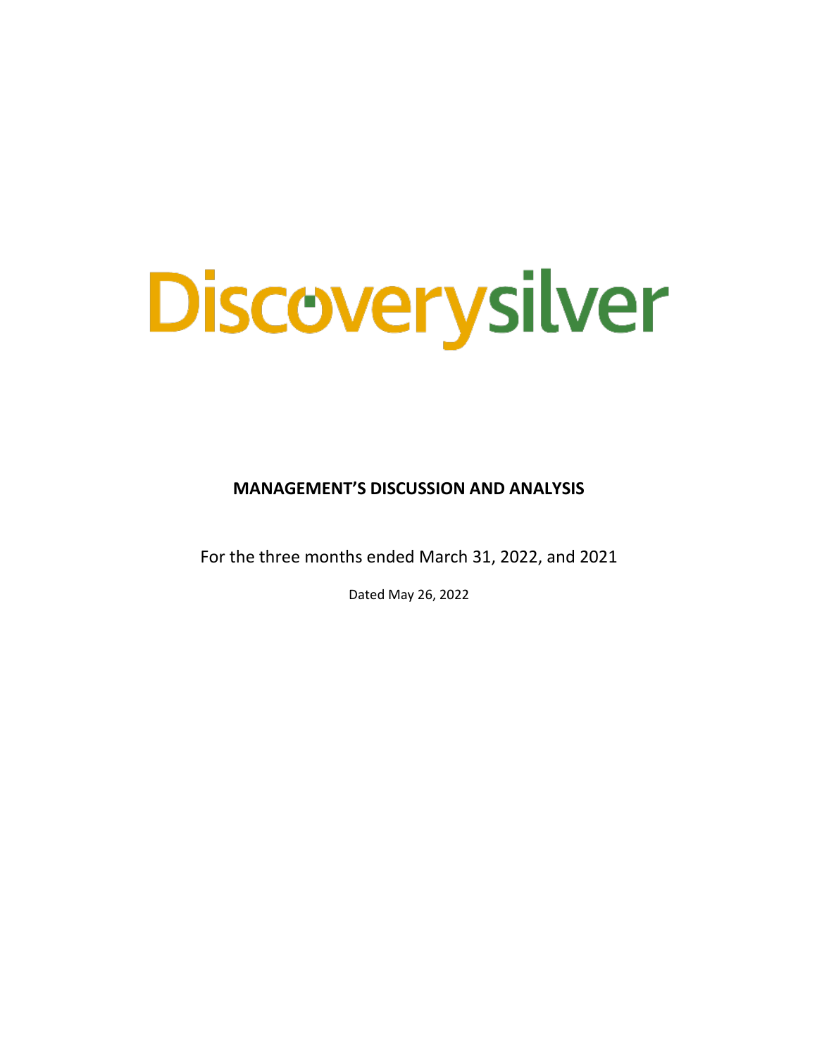Discoverysilver

# MANAGEMENT'S DISCUSSION AND ANALYSIS

For the three months ended March 31, 2022, and 2021

Dated May 26, 2022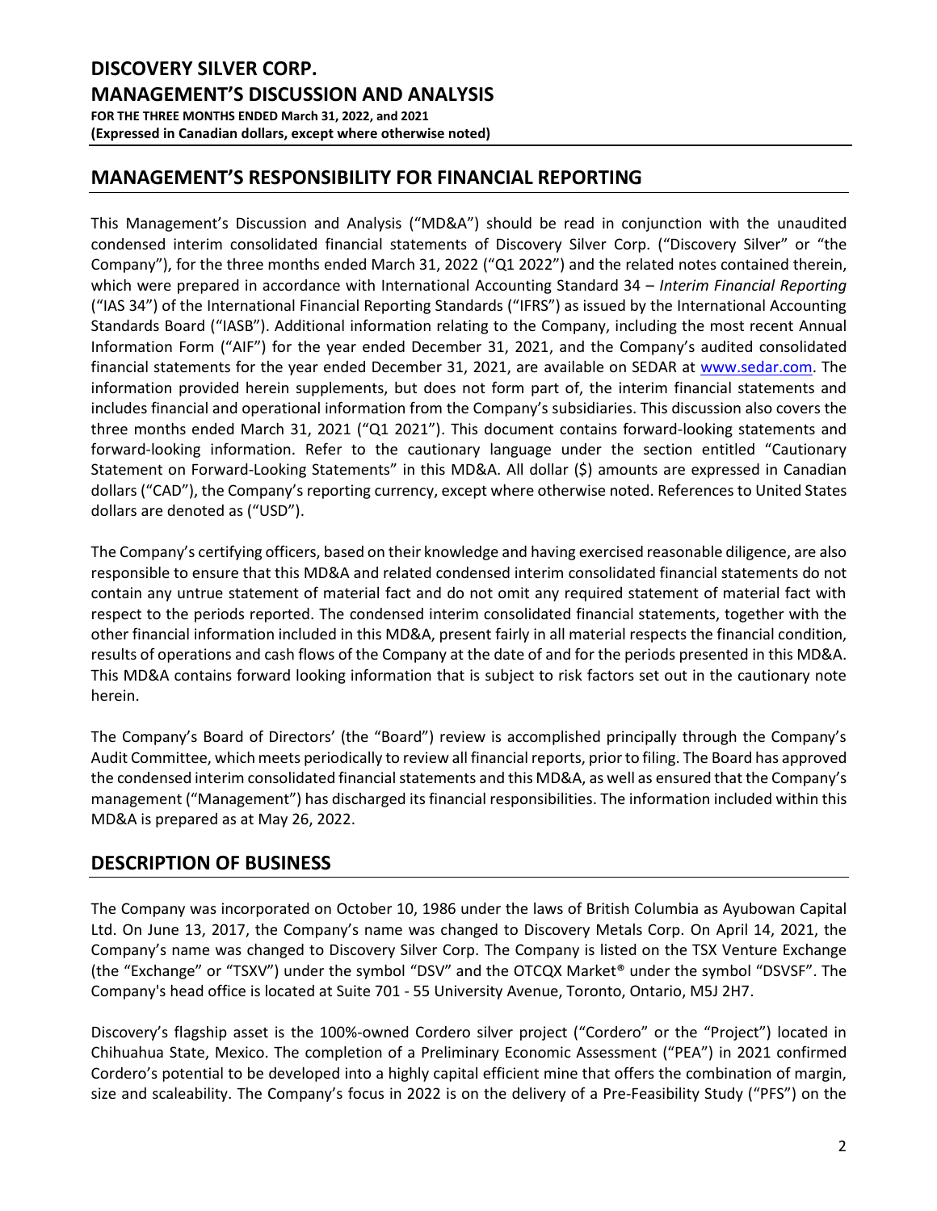## MANAGEMENT'S RESPONSIBILITY FOR FINANCIAL REPORTING

This Management's Discussion and Analysis ("MD&A") should be read in conjunction with the unaudited condensed interim consolidated financial statements of Discovery Silver Corp. ("Discovery Silver" or "the Company"), for the three months ended March 31, 2022 ("Q1 2022") and the related notes contained therein, which were prepared in accordance with International Accounting Standard 34 – *Interim Financial Reporting* ("IAS 34") of the International Financial Reporting Standards ("IFRS") as issued by the International Accounting Standards Board ("IASB"). Additional information relating to the Company, including the most recent Annual Information Form ("AIF") for the year ended December 31, 2021, and the Company's audited consolidated financial statements for the year ended December 31, 2021, are available on SEDAR at www.sedar.com. The information provided herein supplements, but does not form part of, the interim financial statements and includes financial and operational information from the Company's subsidiaries. This discussion also covers the three months ended March 31, 2021 ("Q1 2021"). This document contains forward-looking statements and forward-looking information. Refer to the cautionary language under the section entitled "Cautionary Statement on Forward-Looking Statements" in this MD&A. All dollar ($) amounts are expressed in Canadian dollars ("CAD"), the Company's reporting currency, except where otherwise noted. References to United States dollars are denoted as ("USD").

The Company's certifying officers, based on their knowledge and having exercised reasonable diligence, are also responsible to ensure that this MD&A and related condensed interim consolidated financial statements do not contain any untrue statement of material fact and do not omit any required statement of material fact with respect to the periods reported. The condensed interim consolidated financial statements, together with the other financial information included in this MD&A, present fairly in all material respects the financial condition, results of operations and cash flows of the Company at the date of and for the periods presented in this MD&A. This MD&A contains forward looking information that is subject to risk factors set out in the cautionary note herein.

The Company's Board of Directors' (the "Board") review is accomplished principally through the Company's Audit Committee, which meets periodically to review all financial reports, prior to filing. The Board has approved the condensed interim consolidated financial statements and this MD&A, as well as ensured that the Company's management ("Management") has discharged its financial responsibilities. The information included within this MD&A is prepared as at May 26, 2022.

## DESCRIPTION OF BUSINESS

The Company was incorporated on October 10, 1986 under the laws of British Columbia as Ayubowan Capital Ltd. On June 13, 2017, the Company's name was changed to Discovery Metals Corp. On April 14, 2021, the Company's name was changed to Discovery Silver Corp. The Company is listed on the TSX Venture Exchange (the "Exchange" or "TSXV") under the symbol "DSV" and the OTCQX Market® under the symbol "DSVSF". The Company's head office is located at Suite 701 - 55 University Avenue, Toronto, Ontario, M5J 2H7.

Discovery's flagship asset is the 100%-owned Cordero silver project ("Cordero" or the "Project") located in Chihuahua State, Mexico. The completion of a Preliminary Economic Assessment ("PEA") in 2021 confirmed Cordero's potential to be developed into a highly capital efficient mine that offers the combination of margin, size and scaleability. The Company's focus in 2022 is on the delivery of a Pre-Feasibility Study ("PFS") on the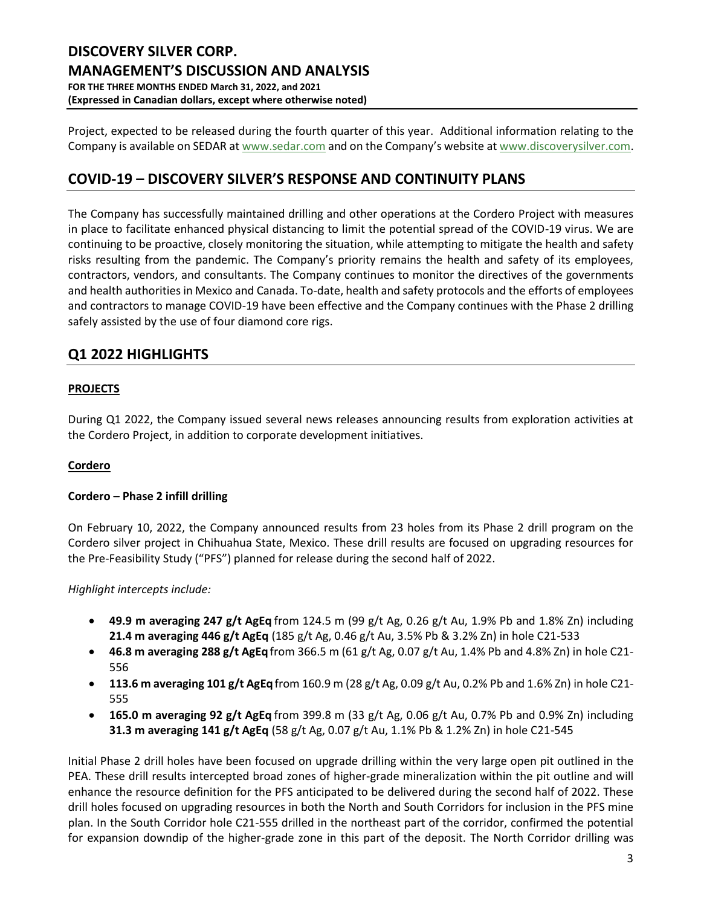Project, expected to be released during the fourth quarter of this year. Additional information relating to the Company is available on SEDAR at www.sedar.com and on the Company's website at www.discoverysilver.com.

## COVID-19 – DISCOVERY SILVER'S RESPONSE AND CONTINUITY PLANS

The Company has successfully maintained drilling and other operations at the Cordero Project with measures in place to facilitate enhanced physical distancing to limit the potential spread of the COVID-19 virus. We are continuing to be proactive, closely monitoring the situation, while attempting to mitigate the health and safety risks resulting from the pandemic. The Company's priority remains the health and safety of its employees, contractors, vendors, and consultants. The Company continues to monitor the directives of the governments and health authorities in Mexico and Canada. To-date, health and safety protocols and the efforts of employees and contractors to manage COVID-19 have been effective and the Company continues with the Phase 2 drilling safely assisted by the use of four diamond core rigs.

## Q1 2022 HIGHLIGHTS

### PROJECTS

During Q1 2022, the Company issued several news releases announcing results from exploration activities at the Cordero Project, in addition to corporate development initiatives.

### Cordero

#### Cordero – Phase 2 infill drilling

On February 10, 2022, the Company announced results from 23 holes from its Phase 2 drill program on the Cordero silver project in Chihuahua State, Mexico. These drill results are focused on upgrading resources for the Pre-Feasibility Study ("PFS") planned for release during the second half of 2022.

*Highlight intercepts include:*

- **49.9 m averaging 247 g/t AgEq** from 124.5 m (99 g/t Ag, 0.26 g/t Au, 1.9% Pb and 1.8% Zn) including **21.4 m averaging 446 g/t AgEq** (185 g/t Ag, 0.46 g/t Au, 3.5% Pb & 3.2% Zn) in hole C21-533
- **46.8 m averaging 288 g/t AgEq** from 366.5 m (61 g/t Ag, 0.07 g/t Au, 1.4% Pb and 4.8% Zn) in hole C21-556
- **113.6 m averaging 101 g/t AgEq** from 160.9 m (28 g/t Ag, 0.09 g/t Au, 0.2% Pb and 1.6% Zn) in hole C21-555
- **165.0 m averaging 92 g/t AgEq** from 399.8 m (33 g/t Ag, 0.06 g/t Au, 0.7% Pb and 0.9% Zn) including **31.3 m averaging 141 g/t AgEq** (58 g/t Ag, 0.07 g/t Au, 1.1% Pb & 1.2% Zn) in hole C21-545

Initial Phase 2 drill holes have been focused on upgrade drilling within the very large open pit outlined in the PEA. These drill results intercepted broad zones of higher-grade mineralization within the pit outline and will enhance the resource definition for the PFS anticipated to be delivered during the second half of 2022. These drill holes focused on upgrading resources in both the North and South Corridors for inclusion in the PFS mine plan. In the South Corridor hole C21-555 drilled in the northeast part of the corridor, confirmed the potential for expansion downdip of the higher-grade zone in this part of the deposit. The North Corridor drilling was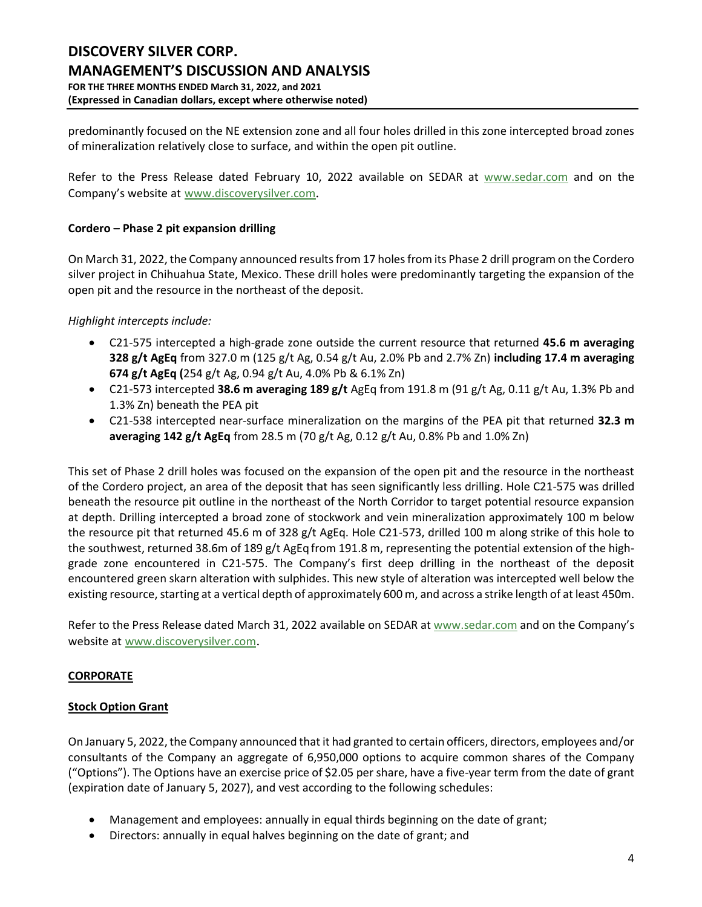predominantly focused on the NE extension zone and all four holes drilled in this zone intercepted broad zones of mineralization relatively close to surface, and within the open pit outline.

Refer to the Press Release dated February 10, 2022 available on SEDAR at www.sedar.com and on the Company's website at www.discoverysilver.com.

### Cordero – Phase 2 pit expansion drilling

On March 31, 2022, the Company announced results from 17 holes from its Phase 2 drill program on the Cordero silver project in Chihuahua State, Mexico. These drill holes were predominantly targeting the expansion of the open pit and the resource in the northeast of the deposit.

*Highlight intercepts include:*

- C21-575 intercepted a high-grade zone outside the current resource that returned **45.6 m averaging 328 g/t AgEq** from 327.0 m (125 g/t Ag, 0.54 g/t Au, 2.0% Pb and 2.7% Zn) **including 17.4 m averaging 674 g/t AgEq (**254 g/t Ag, 0.94 g/t Au, 4.0% Pb & 6.1% Zn)
- C21-573 intercepted **38.6 m averaging 189 g/t** AgEq from 191.8 m (91 g/t Ag, 0.11 g/t Au, 1.3% Pb and 1.3% Zn) beneath the PEA pit
- C21-538 intercepted near-surface mineralization on the margins of the PEA pit that returned **32.3 m averaging 142 g/t AgEq** from 28.5 m (70 g/t Ag, 0.12 g/t Au, 0.8% Pb and 1.0% Zn)

This set of Phase 2 drill holes was focused on the expansion of the open pit and the resource in the northeast of the Cordero project, an area of the deposit that has seen significantly less drilling. Hole C21-575 was drilled beneath the resource pit outline in the northeast of the North Corridor to target potential resource expansion at depth. Drilling intercepted a broad zone of stockwork and vein mineralization approximately 100 m below the resource pit that returned 45.6 m of 328 g/t AgEq. Hole C21-573, drilled 100 m along strike of this hole to the southwest, returned 38.6m of 189 g/t AgEq from 191.8 m, representing the potential extension of the high-grade zone encountered in C21-575. The Company's first deep drilling in the northeast of the deposit encountered green skarn alteration with sulphides. This new style of alteration was intercepted well below the existing resource, starting at a vertical depth of approximately 600 m, and across a strike length of at least 450m.

Refer to the Press Release dated March 31, 2022 available on SEDAR at www.sedar.com and on the Company's website at www.discoverysilver.com.

## CORPORATE

### Stock Option Grant

On January 5, 2022, the Company announced that it had granted to certain officers, directors, employees and/or consultants of the Company an aggregate of 6,950,000 options to acquire common shares of the Company ("Options"). The Options have an exercise price of $2.05 per share, have a five-year term from the date of grant (expiration date of January 5, 2027), and vest according to the following schedules:

- Management and employees: annually in equal thirds beginning on the date of grant;
- Directors: annually in equal halves beginning on the date of grant; and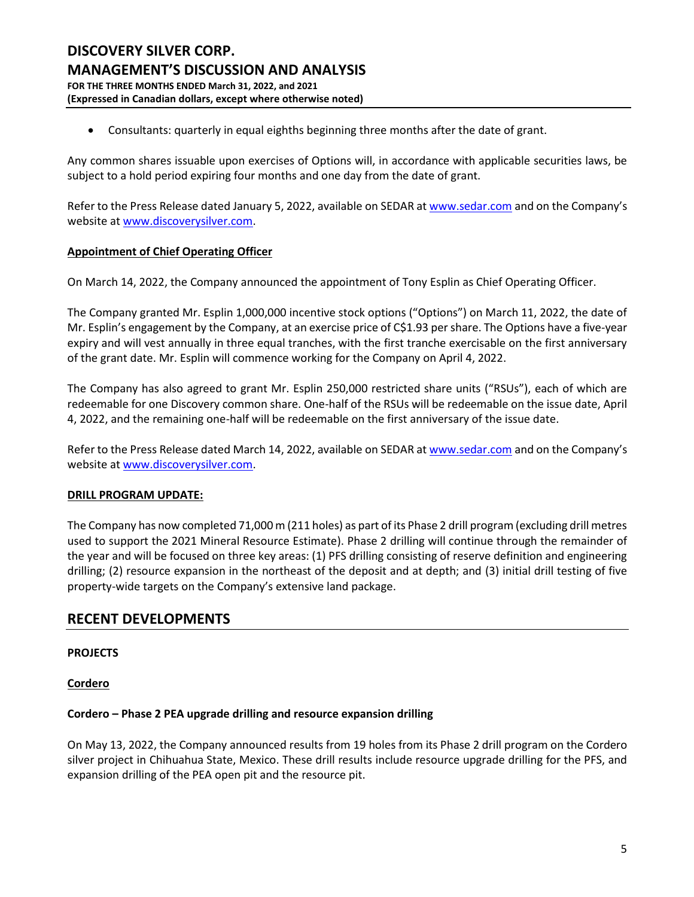- Consultants: quarterly in equal eighths beginning three months after the date of grant.

Any common shares issuable upon exercises of Options will, in accordance with applicable securities laws, be subject to a hold period expiring four months and one day from the date of grant.

Refer to the Press Release dated January 5, 2022, available on SEDAR at www.sedar.com and on the Company's website at www.discoverysilver.com.

**Appointment of Chief Operating Officer**

On March 14, 2022, the Company announced the appointment of Tony Esplin as Chief Operating Officer.

The Company granted Mr. Esplin 1,000,000 incentive stock options ("Options") on March 11, 2022, the date of Mr. Esplin's engagement by the Company, at an exercise price of C$1.93 per share. The Options have a five-year expiry and will vest annually in three equal tranches, with the first tranche exercisable on the first anniversary of the grant date. Mr. Esplin will commence working for the Company on April 4, 2022.

The Company has also agreed to grant Mr. Esplin 250,000 restricted share units ("RSUs"), each of which are redeemable for one Discovery common share. One-half of the RSUs will be redeemable on the issue date, April 4, 2022, and the remaining one-half will be redeemable on the first anniversary of the issue date.

Refer to the Press Release dated March 14, 2022, available on SEDAR at www.sedar.com and on the Company's website at www.discoverysilver.com.

**DRILL PROGRAM UPDATE:**

The Company has now completed 71,000 m (211 holes) as part of its Phase 2 drill program (excluding drill metres used to support the 2021 Mineral Resource Estimate). Phase 2 drilling will continue through the remainder of the year and will be focused on three key areas: (1) PFS drilling consisting of reserve definition and engineering drilling; (2) resource expansion in the northeast of the deposit and at depth; and (3) initial drill testing of five property-wide targets on the Company's extensive land package.

## RECENT DEVELOPMENTS

**PROJECTS**

**Cordero**

**Cordero – Phase 2 PEA upgrade drilling and resource expansion drilling**

On May 13, 2022, the Company announced results from 19 holes from its Phase 2 drill program on the Cordero silver project in Chihuahua State, Mexico. These drill results include resource upgrade drilling for the PFS, and expansion drilling of the PEA open pit and the resource pit.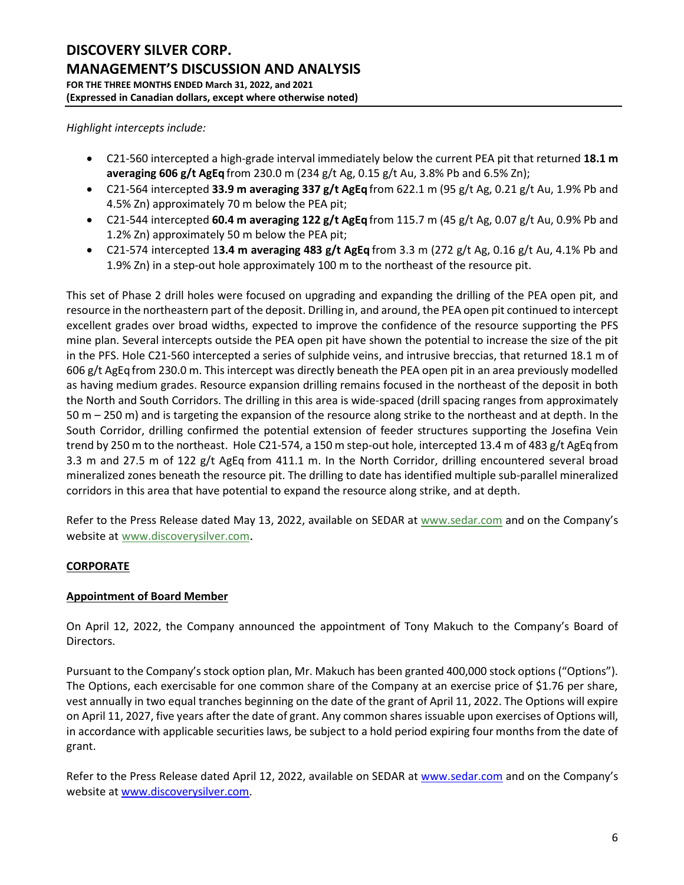*Highlight intercepts include:*

- C21-560 intercepted a high-grade interval immediately below the current PEA pit that returned **18.1 m averaging 606 g/t AgEq** from 230.0 m (234 g/t Ag, 0.15 g/t Au, 3.8% Pb and 6.5% Zn);
- C21-564 intercepted **33.9 m averaging 337 g/t AgEq** from 622.1 m (95 g/t Ag, 0.21 g/t Au, 1.9% Pb and 4.5% Zn) approximately 70 m below the PEA pit;
- C21-544 intercepted **60.4 m averaging 122 g/t AgEq** from 115.7 m (45 g/t Ag, 0.07 g/t Au, 0.9% Pb and 1.2% Zn) approximately 50 m below the PEA pit;
- C21-574 intercepted 1**3.4 m averaging 483 g/t AgEq** from 3.3 m (272 g/t Ag, 0.16 g/t Au, 4.1% Pb and 1.9% Zn) in a step-out hole approximately 100 m to the northeast of the resource pit.

This set of Phase 2 drill holes were focused on upgrading and expanding the drilling of the PEA open pit, and resource in the northeastern part of the deposit. Drilling in, and around, the PEA open pit continued to intercept excellent grades over broad widths, expected to improve the confidence of the resource supporting the PFS mine plan. Several intercepts outside the PEA open pit have shown the potential to increase the size of the pit in the PFS. Hole C21-560 intercepted a series of sulphide veins, and intrusive breccias, that returned 18.1 m of 606 g/t AgEq from 230.0 m. This intercept was directly beneath the PEA open pit in an area previously modelled as having medium grades. Resource expansion drilling remains focused in the northeast of the deposit in both the North and South Corridors. The drilling in this area is wide-spaced (drill spacing ranges from approximately 50 m – 250 m) and is targeting the expansion of the resource along strike to the northeast and at depth. In the South Corridor, drilling confirmed the potential extension of feeder structures supporting the Josefina Vein trend by 250 m to the northeast. Hole C21-574, a 150 m step-out hole, intercepted 13.4 m of 483 g/t AgEq from 3.3 m and 27.5 m of 122 g/t AgEq from 411.1 m. In the North Corridor, drilling encountered several broad mineralized zones beneath the resource pit. The drilling to date has identified multiple sub-parallel mineralized corridors in this area that have potential to expand the resource along strike, and at depth.

Refer to the Press Release dated May 13, 2022, available on SEDAR at www.sedar.com and on the Company's website at www.discoverysilver.com.

## CORPORATE

### Appointment of Board Member

On April 12, 2022, the Company announced the appointment of Tony Makuch to the Company's Board of Directors.

Pursuant to the Company's stock option plan, Mr. Makuch has been granted 400,000 stock options ("Options"). The Options, each exercisable for one common share of the Company at an exercise price of $1.76 per share, vest annually in two equal tranches beginning on the date of the grant of April 11, 2022. The Options will expire on April 11, 2027, five years after the date of grant. Any common shares issuable upon exercises of Options will, in accordance with applicable securities laws, be subject to a hold period expiring four months from the date of grant.

Refer to the Press Release dated April 12, 2022, available on SEDAR at www.sedar.com and on the Company's website at www.discoverysilver.com.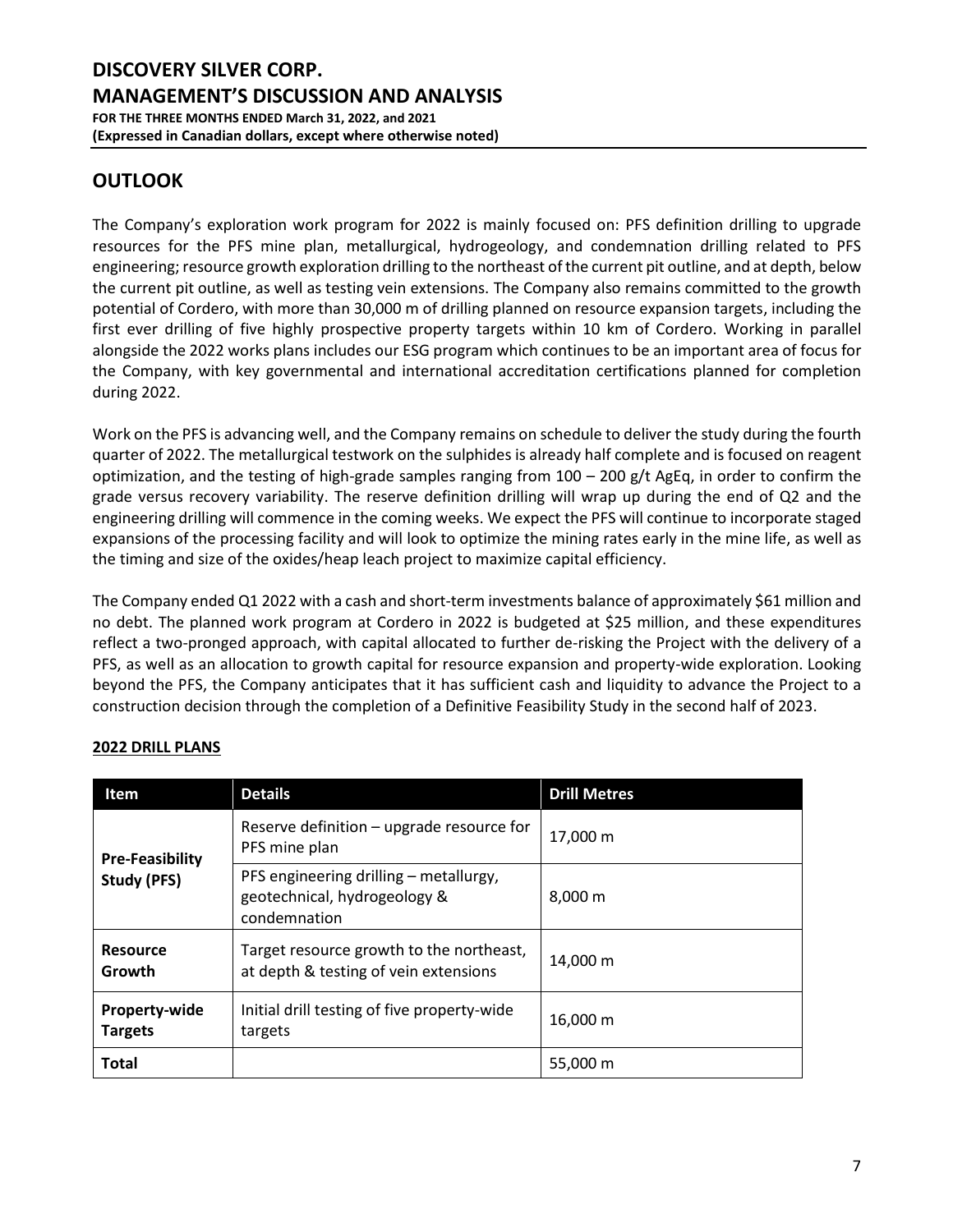## OUTLOOK

The Company's exploration work program for 2022 is mainly focused on: PFS definition drilling to upgrade resources for the PFS mine plan, metallurgical, hydrogeology, and condemnation drilling related to PFS engineering; resource growth exploration drilling to the northeast of the current pit outline, and at depth, below the current pit outline, as well as testing vein extensions. The Company also remains committed to the growth potential of Cordero, with more than 30,000 m of drilling planned on resource expansion targets, including the first ever drilling of five highly prospective property targets within 10 km of Cordero. Working in parallel alongside the 2022 works plans includes our ESG program which continues to be an important area of focus for the Company, with key governmental and international accreditation certifications planned for completion during 2022.

Work on the PFS is advancing well, and the Company remains on schedule to deliver the study during the fourth quarter of 2022. The metallurgical testwork on the sulphides is already half complete and is focused on reagent optimization, and the testing of high-grade samples ranging from 100 – 200 g/t AgEq, in order to confirm the grade versus recovery variability. The reserve definition drilling will wrap up during the end of Q2 and the engineering drilling will commence in the coming weeks. We expect the PFS will continue to incorporate staged expansions of the processing facility and will look to optimize the mining rates early in the mine life, as well as the timing and size of the oxides/heap leach project to maximize capital efficiency.

The Company ended Q1 2022 with a cash and short-term investments balance of approximately $61 million and no debt. The planned work program at Cordero in 2022 is budgeted at $25 million, and these expenditures reflect a two-pronged approach, with capital allocated to further de-risking the Project with the delivery of a PFS, as well as an allocation to growth capital for resource expansion and property-wide exploration. Looking beyond the PFS, the Company anticipates that it has sufficient cash and liquidity to advance the Project to a construction decision through the completion of a Definitive Feasibility Study in the second half of 2023.

### 2022 DRILL PLANS

| Item | Details | Drill Metres |
|---|---|---|
| **Pre-Feasibility Study (PFS)** | Reserve definition – upgrade resource for PFS mine plan | 17,000 m |
| | PFS engineering drilling – metallurgy, geotechnical, hydrogeology & condemnation | 8,000 m |
| **Resource Growth** | Target resource growth to the northeast, at depth & testing of vein extensions | 14,000 m |
| **Property-wide Targets** | Initial drill testing of five property-wide targets | 16,000 m |
| **Total** | | 55,000 m |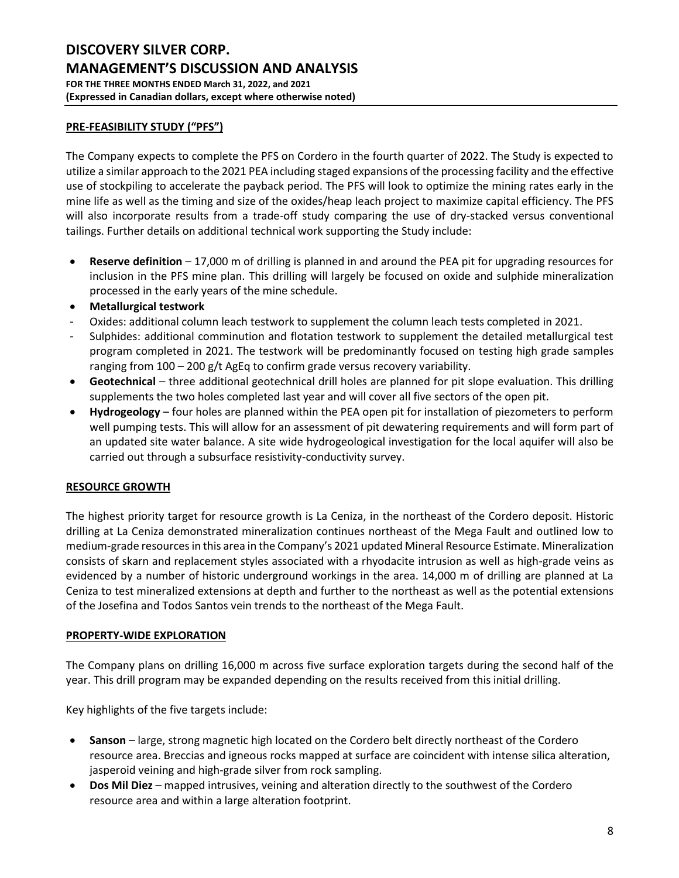## PRE-FEASIBILITY STUDY ("PFS")

The Company expects to complete the PFS on Cordero in the fourth quarter of 2022. The Study is expected to utilize a similar approach to the 2021 PEA including staged expansions of the processing facility and the effective use of stockpiling to accelerate the payback period. The PFS will look to optimize the mining rates early in the mine life as well as the timing and size of the oxides/heap leach project to maximize capital efficiency. The PFS will also incorporate results from a trade-off study comparing the use of dry-stacked versus conventional tailings. Further details on additional technical work supporting the Study include:

- **Reserve definition** – 17,000 m of drilling is planned in and around the PEA pit for upgrading resources for inclusion in the PFS mine plan. This drilling will largely be focused on oxide and sulphide mineralization processed in the early years of the mine schedule.
- **Metallurgical testwork**
  - Oxides: additional column leach testwork to supplement the column leach tests completed in 2021.
  - Sulphides: additional comminution and flotation testwork to supplement the detailed metallurgical test program completed in 2021. The testwork will be predominantly focused on testing high grade samples ranging from 100 – 200 g/t AgEq to confirm grade versus recovery variability.
- **Geotechnical** – three additional geotechnical drill holes are planned for pit slope evaluation. This drilling supplements the two holes completed last year and will cover all five sectors of the open pit.
- **Hydrogeology** – four holes are planned within the PEA open pit for installation of piezometers to perform well pumping tests. This will allow for an assessment of pit dewatering requirements and will form part of an updated site water balance. A site wide hydrogeological investigation for the local aquifer will also be carried out through a subsurface resistivity-conductivity survey.

## RESOURCE GROWTH

The highest priority target for resource growth is La Ceniza, in the northeast of the Cordero deposit. Historic drilling at La Ceniza demonstrated mineralization continues northeast of the Mega Fault and outlined low to medium-grade resources in this area in the Company's 2021 updated Mineral Resource Estimate. Mineralization consists of skarn and replacement styles associated with a rhyodacite intrusion as well as high-grade veins as evidenced by a number of historic underground workings in the area. 14,000 m of drilling are planned at La Ceniza to test mineralized extensions at depth and further to the northeast as well as the potential extensions of the Josefina and Todos Santos vein trends to the northeast of the Mega Fault.

## PROPERTY-WIDE EXPLORATION

The Company plans on drilling 16,000 m across five surface exploration targets during the second half of the year. This drill program may be expanded depending on the results received from this initial drilling.

Key highlights of the five targets include:

- **Sanson** – large, strong magnetic high located on the Cordero belt directly northeast of the Cordero resource area. Breccias and igneous rocks mapped at surface are coincident with intense silica alteration, jasperoid veining and high-grade silver from rock sampling.
- **Dos Mil Diez** – mapped intrusives, veining and alteration directly to the southwest of the Cordero resource area and within a large alteration footprint.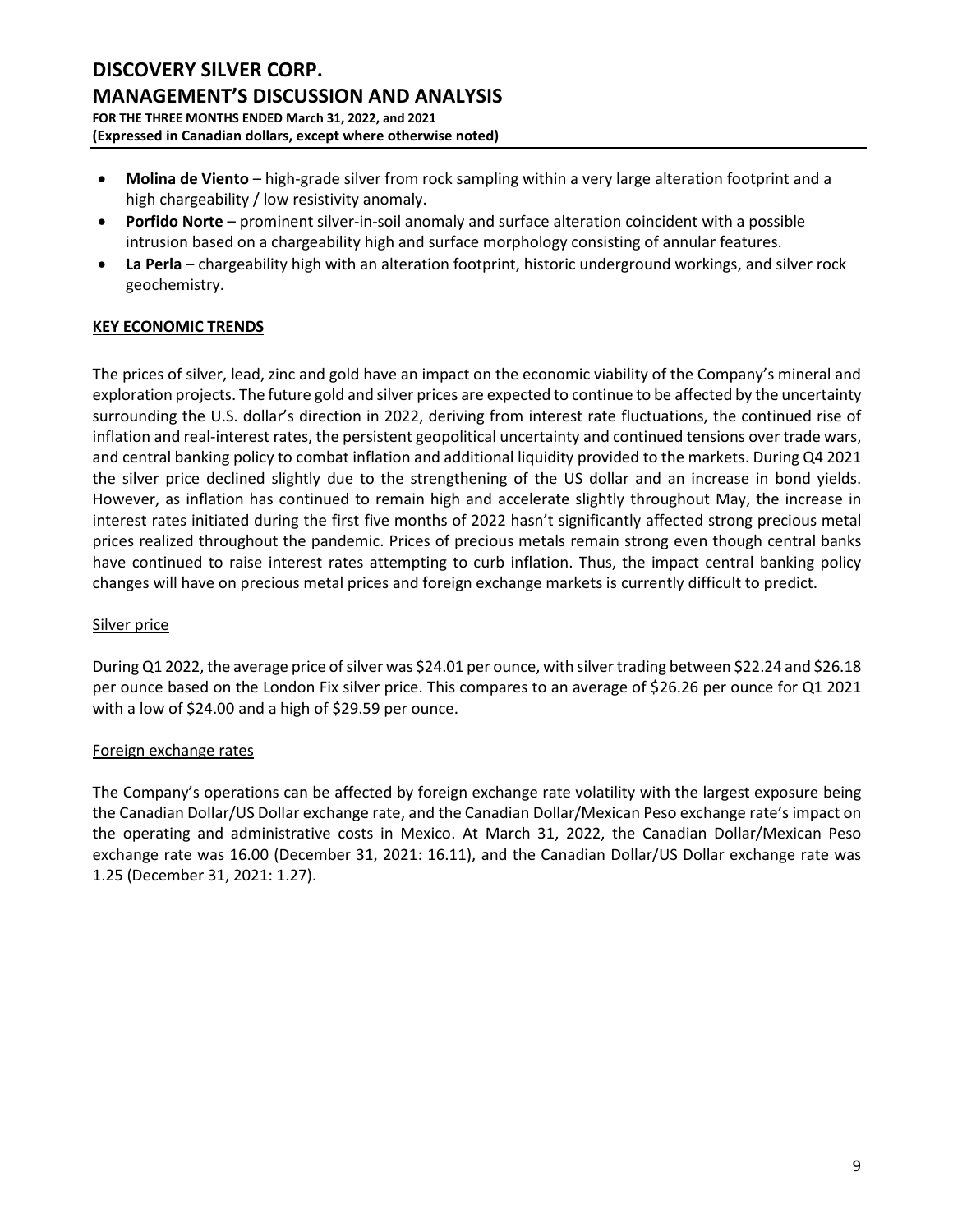- **Molina de Viento** – high-grade silver from rock sampling within a very large alteration footprint and a high chargeability / low resistivity anomaly.
- **Porfido Norte** – prominent silver-in-soil anomaly and surface alteration coincident with a possible intrusion based on a chargeability high and surface morphology consisting of annular features.
- **La Perla** – chargeability high with an alteration footprint, historic underground workings, and silver rock geochemistry.

## KEY ECONOMIC TRENDS

The prices of silver, lead, zinc and gold have an impact on the economic viability of the Company's mineral and exploration projects. The future gold and silver prices are expected to continue to be affected by the uncertainty surrounding the U.S. dollar's direction in 2022, deriving from interest rate fluctuations, the continued rise of inflation and real-interest rates, the persistent geopolitical uncertainty and continued tensions over trade wars, and central banking policy to combat inflation and additional liquidity provided to the markets. During Q4 2021 the silver price declined slightly due to the strengthening of the US dollar and an increase in bond yields. However, as inflation has continued to remain high and accelerate slightly throughout May, the increase in interest rates initiated during the first five months of 2022 hasn't significantly affected strong precious metal prices realized throughout the pandemic. Prices of precious metals remain strong even though central banks have continued to raise interest rates attempting to curb inflation. Thus, the impact central banking policy changes will have on precious metal prices and foreign exchange markets is currently difficult to predict.

### Silver price

During Q1 2022, the average price of silver was $24.01 per ounce, with silver trading between $22.24 and $26.18 per ounce based on the London Fix silver price. This compares to an average of $26.26 per ounce for Q1 2021 with a low of $24.00 and a high of $29.59 per ounce.

### Foreign exchange rates

The Company's operations can be affected by foreign exchange rate volatility with the largest exposure being the Canadian Dollar/US Dollar exchange rate, and the Canadian Dollar/Mexican Peso exchange rate's impact on the operating and administrative costs in Mexico. At March 31, 2022, the Canadian Dollar/Mexican Peso exchange rate was 16.00 (December 31, 2021: 16.11), and the Canadian Dollar/US Dollar exchange rate was 1.25 (December 31, 2021: 1.27).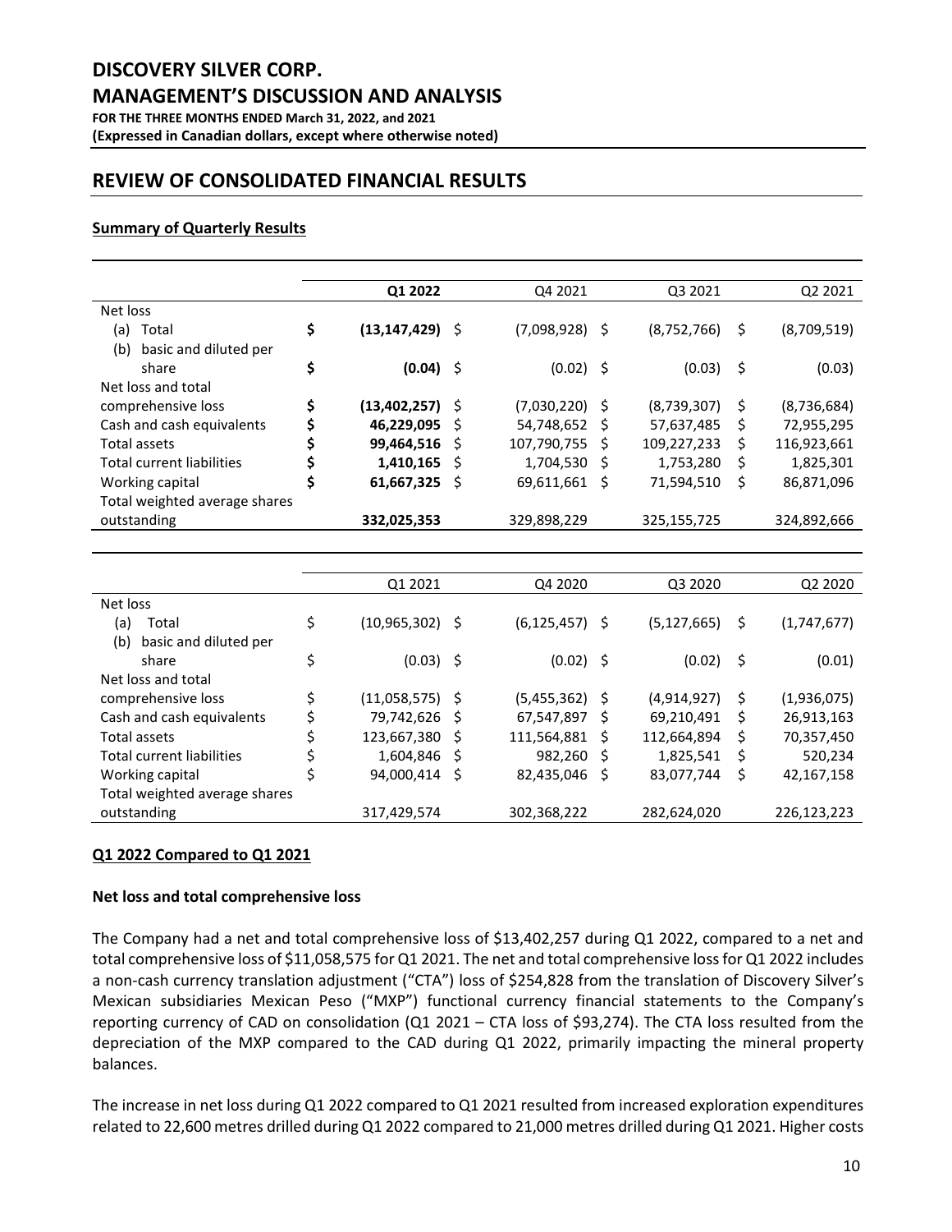# DISCOVERY SILVER CORP.

## MANAGEMENT'S DISCUSSION AND ANALYSIS

**FOR THE THREE MONTHS ENDED March 31, 2022, and 2021**
**(Expressed in Canadian dollars, except where otherwise noted)**

## REVIEW OF CONSOLIDATED FINANCIAL RESULTS

### Summary of Quarterly Results

| | **Q1 2022** | Q4 2021 | Q3 2021 | Q2 2021 |
|---|---|---|---|---|
| Net loss | | | | |
| (a) Total | **$ (13,147,429)** | $ (7,098,928) | $ (8,752,766) | $ (8,709,519) |
| (b) basic and diluted per share | **$ (0.04)** | $ (0.02) | $ (0.03) | $ (0.03) |
| Net loss and total comprehensive loss | **$ (13,402,257)** | $ (7,030,220) | $ (8,739,307) | $ (8,736,684) |
| Cash and cash equivalents | **$ 46,229,095** | $ 54,748,652 | $ 57,637,485 | $ 72,955,295 |
| Total assets | **$ 99,464,516** | $ 107,790,755 | $ 109,227,233 | $ 116,923,661 |
| Total current liabilities | **$ 1,410,165** | $ 1,704,530 | $ 1,753,280 | $ 1,825,301 |
| Working capital | **$ 61,667,325** | $ 69,611,661 | $ 71,594,510 | $ 86,871,096 |
| Total weighted average shares outstanding | **332,025,353** | 329,898,229 | 325,155,725 | 324,892,666 |

| | Q1 2021 | Q4 2020 | Q3 2020 | Q2 2020 |
|---|---|---|---|---|
| Net loss | | | | |
| (a) Total | $ (10,965,302) | $ (6,125,457) | $ (5,127,665) | $ (1,747,677) |
| (b) basic and diluted per share | $ (0.03) | $ (0.02) | $ (0.02) | $ (0.01) |
| Net loss and total comprehensive loss | $ (11,058,575) | $ (5,455,362) | $ (4,914,927) | $ (1,936,075) |
| Cash and cash equivalents | $ 79,742,626 | $ 67,547,897 | $ 69,210,491 | $ 26,913,163 |
| Total assets | $ 123,667,380 | $ 111,564,881 | $ 112,664,894 | $ 70,357,450 |
| Total current liabilities | $ 1,604,846 | $ 982,260 | $ 1,825,541 | $ 520,234 |
| Working capital | $ 94,000,414 | $ 82,435,046 | $ 83,077,744 | $ 42,167,158 |
| Total weighted average shares outstanding | 317,429,574 | 302,368,222 | 282,624,020 | 226,123,223 |

### Q1 2022 Compared to Q1 2021

**Net loss and total comprehensive loss**

The Company had a net and total comprehensive loss of $13,402,257 during Q1 2022, compared to a net and total comprehensive loss of $11,058,575 for Q1 2021. The net and total comprehensive loss for Q1 2022 includes a non-cash currency translation adjustment ("CTA") loss of $254,828 from the translation of Discovery Silver's Mexican subsidiaries Mexican Peso ("MXP") functional currency financial statements to the Company's reporting currency of CAD on consolidation (Q1 2021 – CTA loss of $93,274). The CTA loss resulted from the depreciation of the MXP compared to the CAD during Q1 2022, primarily impacting the mineral property balances.

The increase in net loss during Q1 2022 compared to Q1 2021 resulted from increased exploration expenditures related to 22,600 metres drilled during Q1 2022 compared to 21,000 metres drilled during Q1 2021. Higher costs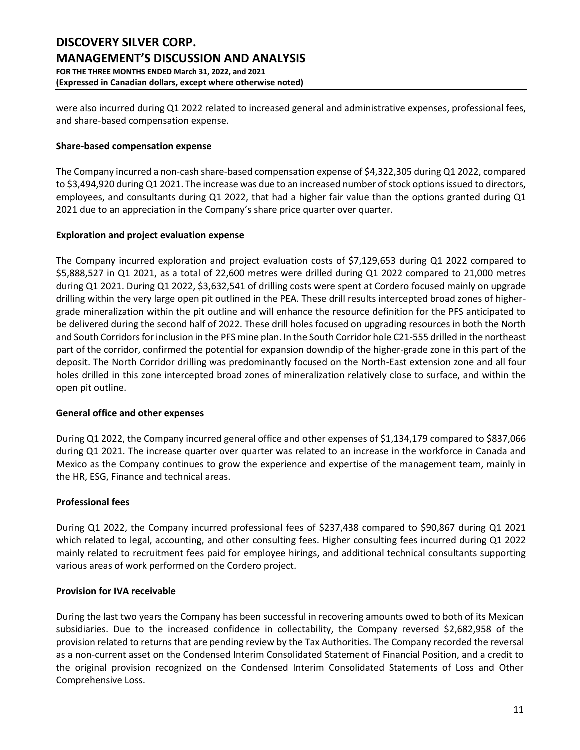were also incurred during Q1 2022 related to increased general and administrative expenses, professional fees, and share-based compensation expense.

**Share-based compensation expense**

The Company incurred a non-cash share-based compensation expense of $4,322,305 during Q1 2022, compared to $3,494,920 during Q1 2021. The increase was due to an increased number of stock options issued to directors, employees, and consultants during Q1 2022, that had a higher fair value than the options granted during Q1 2021 due to an appreciation in the Company's share price quarter over quarter.

**Exploration and project evaluation expense**

The Company incurred exploration and project evaluation costs of $7,129,653 during Q1 2022 compared to $5,888,527 in Q1 2021, as a total of 22,600 metres were drilled during Q1 2022 compared to 21,000 metres during Q1 2021. During Q1 2022, $3,632,541 of drilling costs were spent at Cordero focused mainly on upgrade drilling within the very large open pit outlined in the PEA. These drill results intercepted broad zones of higher-grade mineralization within the pit outline and will enhance the resource definition for the PFS anticipated to be delivered during the second half of 2022. These drill holes focused on upgrading resources in both the North and South Corridors for inclusion in the PFS mine plan. In the South Corridor hole C21-555 drilled in the northeast part of the corridor, confirmed the potential for expansion downdip of the higher-grade zone in this part of the deposit. The North Corridor drilling was predominantly focused on the North-East extension zone and all four holes drilled in this zone intercepted broad zones of mineralization relatively close to surface, and within the open pit outline.

**General office and other expenses**

During Q1 2022, the Company incurred general office and other expenses of $1,134,179 compared to $837,066 during Q1 2021. The increase quarter over quarter was related to an increase in the workforce in Canada and Mexico as the Company continues to grow the experience and expertise of the management team, mainly in the HR, ESG, Finance and technical areas.

**Professional fees**

During Q1 2022, the Company incurred professional fees of $237,438 compared to $90,867 during Q1 2021 which related to legal, accounting, and other consulting fees. Higher consulting fees incurred during Q1 2022 mainly related to recruitment fees paid for employee hirings, and additional technical consultants supporting various areas of work performed on the Cordero project.

**Provision for IVA receivable**

During the last two years the Company has been successful in recovering amounts owed to both of its Mexican subsidiaries. Due to the increased confidence in collectability, the Company reversed $2,682,958 of the provision related to returns that are pending review by the Tax Authorities. The Company recorded the reversal as a non-current asset on the Condensed Interim Consolidated Statement of Financial Position, and a credit to the original provision recognized on the Condensed Interim Consolidated Statements of Loss and Other Comprehensive Loss.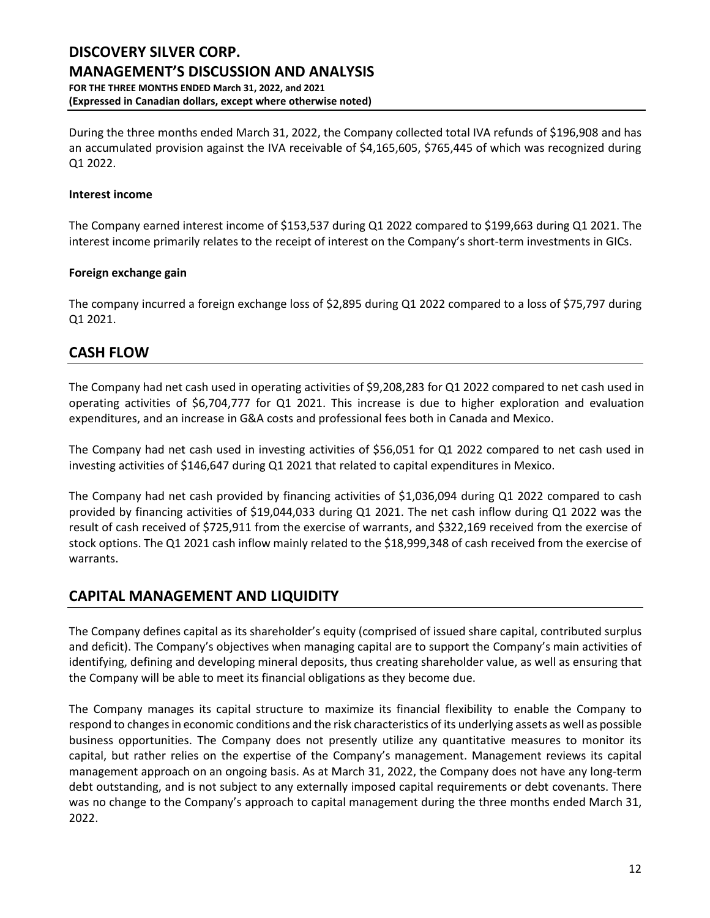During the three months ended March 31, 2022, the Company collected total IVA refunds of $196,908 and has an accumulated provision against the IVA receivable of $4,165,605, $765,445 of which was recognized during Q1 2022.

**Interest income**

The Company earned interest income of $153,537 during Q1 2022 compared to $199,663 during Q1 2021. The interest income primarily relates to the receipt of interest on the Company's short-term investments in GICs.

**Foreign exchange gain**

The company incurred a foreign exchange loss of $2,895 during Q1 2022 compared to a loss of $75,797 during Q1 2021.

## CASH FLOW

The Company had net cash used in operating activities of $9,208,283 for Q1 2022 compared to net cash used in operating activities of $6,704,777 for Q1 2021. This increase is due to higher exploration and evaluation expenditures, and an increase in G&A costs and professional fees both in Canada and Mexico.

The Company had net cash used in investing activities of $56,051 for Q1 2022 compared to net cash used in investing activities of $146,647 during Q1 2021 that related to capital expenditures in Mexico.

The Company had net cash provided by financing activities of $1,036,094 during Q1 2022 compared to cash provided by financing activities of $19,044,033 during Q1 2021. The net cash inflow during Q1 2022 was the result of cash received of $725,911 from the exercise of warrants, and $322,169 received from the exercise of stock options. The Q1 2021 cash inflow mainly related to the $18,999,348 of cash received from the exercise of warrants.

## CAPITAL MANAGEMENT AND LIQUIDITY

The Company defines capital as its shareholder's equity (comprised of issued share capital, contributed surplus and deficit). The Company's objectives when managing capital are to support the Company's main activities of identifying, defining and developing mineral deposits, thus creating shareholder value, as well as ensuring that the Company will be able to meet its financial obligations as they become due.

The Company manages its capital structure to maximize its financial flexibility to enable the Company to respond to changes in economic conditions and the risk characteristics of its underlying assets as well as possible business opportunities. The Company does not presently utilize any quantitative measures to monitor its capital, but rather relies on the expertise of the Company's management. Management reviews its capital management approach on an ongoing basis. As at March 31, 2022, the Company does not have any long-term debt outstanding, and is not subject to any externally imposed capital requirements or debt covenants. There was no change to the Company's approach to capital management during the three months ended March 31, 2022.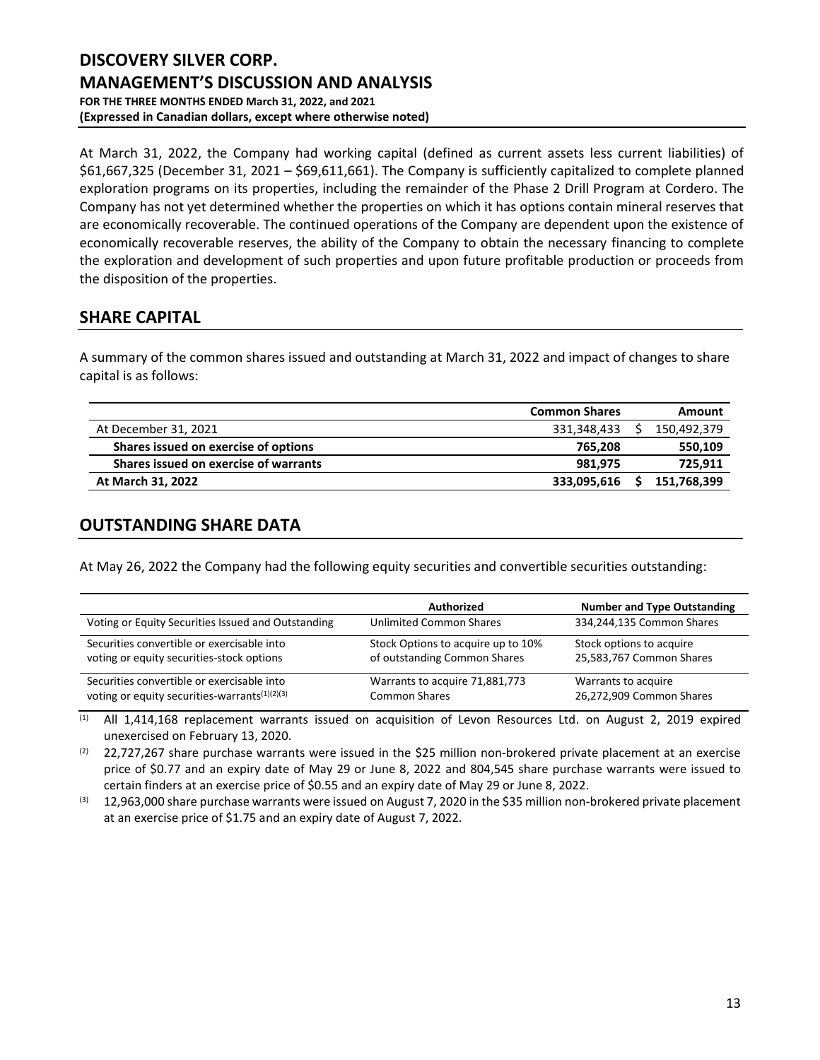At March 31, 2022, the Company had working capital (defined as current assets less current liabilities) of $61,667,325 (December 31, 2021 – $69,611,661). The Company is sufficiently capitalized to complete planned exploration programs on its properties, including the remainder of the Phase 2 Drill Program at Cordero. The Company has not yet determined whether the properties on which it has options contain mineral reserves that are economically recoverable. The continued operations of the Company are dependent upon the existence of economically recoverable reserves, the ability of the Company to obtain the necessary financing to complete the exploration and development of such properties and upon future profitable production or proceeds from the disposition of the properties.

## SHARE CAPITAL

A summary of the common shares issued and outstanding at March 31, 2022 and impact of changes to share capital is as follows:

| | Common Shares | Amount |
|---|---|---|
| At December 31, 2021 | 331,348,433 | $ 150,492,379 |
| **Shares issued on exercise of options** | **765,208** | **550,109** |
| **Shares issued on exercise of warrants** | **981,975** | **725,911** |
| **At March 31, 2022** | **333,095,616** | **$ 151,768,399** |

## OUTSTANDING SHARE DATA

At May 26, 2022 the Company had the following equity securities and convertible securities outstanding:

| | Authorized | Number and Type Outstanding |
|---|---|---|
| Voting or Equity Securities Issued and Outstanding | Unlimited Common Shares | 334,244,135 Common Shares |
| Securities convertible or exercisable into voting or equity securities-stock options | Stock Options to acquire up to 10% of outstanding Common Shares | Stock options to acquire 25,583,767 Common Shares |
| Securities convertible or exercisable into voting or equity securities-warrants[(1)(2)(3)] | Warrants to acquire 71,881,773 Common Shares | Warrants to acquire 26,272,909 Common Shares |

(1) All 1,414,168 replacement warrants issued on acquisition of Levon Resources Ltd. on August 2, 2019 expired unexercised on February 13, 2020.

(2) 22,727,267 share purchase warrants were issued in the $25 million non-brokered private placement at an exercise price of $0.77 and an expiry date of May 29 or June 8, 2022 and 804,545 share purchase warrants were issued to certain finders at an exercise price of $0.55 and an expiry date of May 29 or June 8, 2022.

(3) 12,963,000 share purchase warrants were issued on August 7, 2020 in the $35 million non-brokered private placement at an exercise price of $1.75 and an expiry date of August 7, 2022.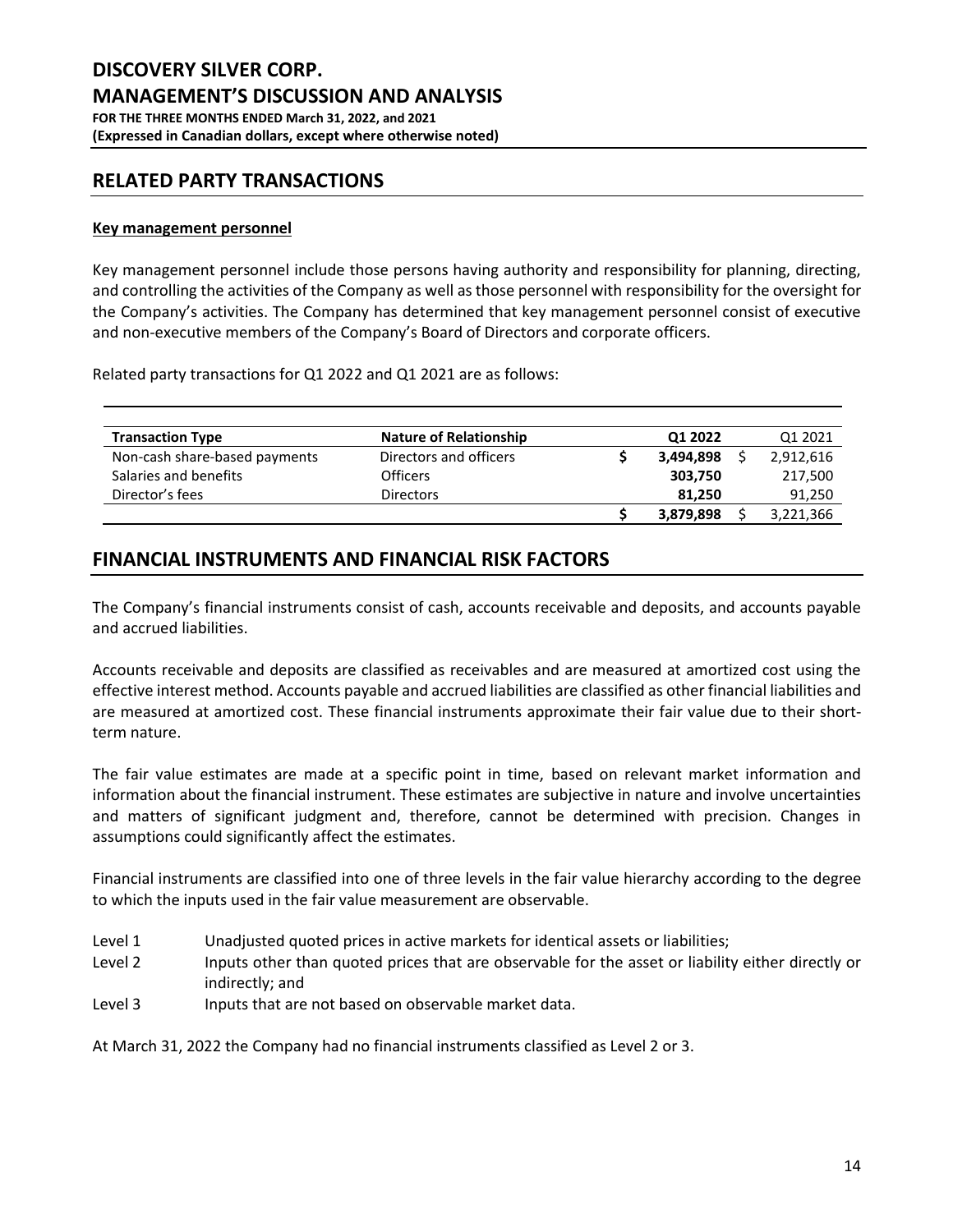## RELATED PARTY TRANSACTIONS

### Key management personnel

Key management personnel include those persons having authority and responsibility for planning, directing, and controlling the activities of the Company as well as those personnel with responsibility for the oversight for the Company's activities. The Company has determined that key management personnel consist of executive and non-executive members of the Company's Board of Directors and corporate officers.

Related party transactions for Q1 2022 and Q1 2021 are as follows:

| Transaction Type | Nature of Relationship | Q1 2022 | Q1 2021 |
|---|---|---|---|
| Non-cash share-based payments | Directors and officers | **$ 3,494,898** | $ 2,912,616 |
| Salaries and benefits | Officers | **303,750** | 217,500 |
| Director's fees | Directors | **81,250** | 91,250 |
| | | **$ 3,879,898** | $ 3,221,366 |

## FINANCIAL INSTRUMENTS AND FINANCIAL RISK FACTORS

The Company's financial instruments consist of cash, accounts receivable and deposits, and accounts payable and accrued liabilities.

Accounts receivable and deposits are classified as receivables and are measured at amortized cost using the effective interest method. Accounts payable and accrued liabilities are classified as other financial liabilities and are measured at amortized cost. These financial instruments approximate their fair value due to their short-term nature.

The fair value estimates are made at a specific point in time, based on relevant market information and information about the financial instrument. These estimates are subjective in nature and involve uncertainties and matters of significant judgment and, therefore, cannot be determined with precision. Changes in assumptions could significantly affect the estimates.

Financial instruments are classified into one of three levels in the fair value hierarchy according to the degree to which the inputs used in the fair value measurement are observable.

- Level 1 Unadjusted quoted prices in active markets for identical assets or liabilities;
- Level 2 Inputs other than quoted prices that are observable for the asset or liability either directly or indirectly; and
- Level 3 Inputs that are not based on observable market data.

At March 31, 2022 the Company had no financial instruments classified as Level 2 or 3.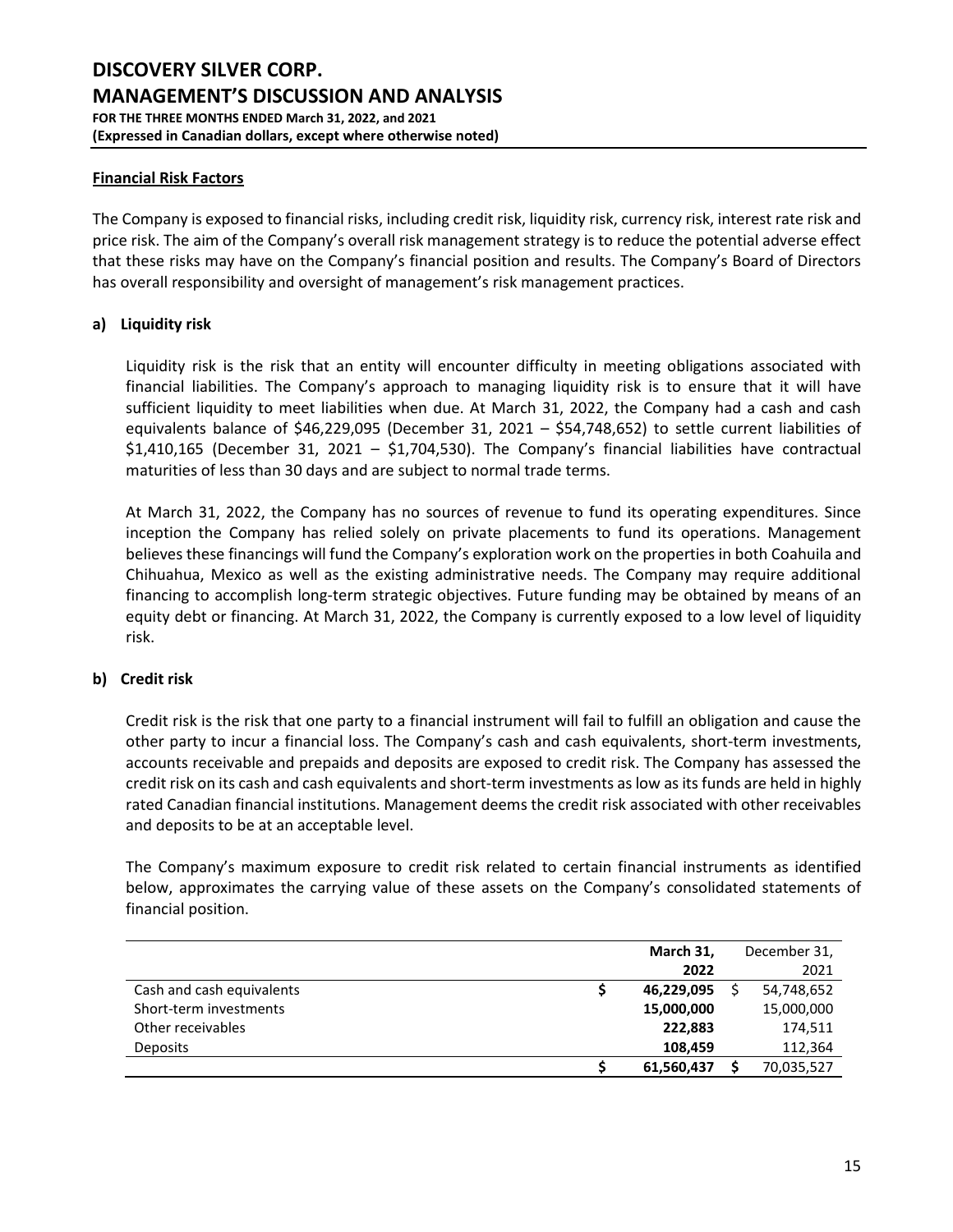## Financial Risk Factors

The Company is exposed to financial risks, including credit risk, liquidity risk, currency risk, interest rate risk and price risk. The aim of the Company's overall risk management strategy is to reduce the potential adverse effect that these risks may have on the Company's financial position and results. The Company's Board of Directors has overall responsibility and oversight of management's risk management practices.

### a) Liquidity risk

Liquidity risk is the risk that an entity will encounter difficulty in meeting obligations associated with financial liabilities. The Company's approach to managing liquidity risk is to ensure that it will have sufficient liquidity to meet liabilities when due. At March 31, 2022, the Company had a cash and cash equivalents balance of $46,229,095 (December 31, 2021 – $54,748,652) to settle current liabilities of $1,410,165 (December 31, 2021 – $1,704,530). The Company's financial liabilities have contractual maturities of less than 30 days and are subject to normal trade terms.

At March 31, 2022, the Company has no sources of revenue to fund its operating expenditures. Since inception the Company has relied solely on private placements to fund its operations. Management believes these financings will fund the Company's exploration work on the properties in both Coahuila and Chihuahua, Mexico as well as the existing administrative needs. The Company may require additional financing to accomplish long-term strategic objectives. Future funding may be obtained by means of an equity debt or financing. At March 31, 2022, the Company is currently exposed to a low level of liquidity risk.

### b) Credit risk

Credit risk is the risk that one party to a financial instrument will fail to fulfill an obligation and cause the other party to incur a financial loss. The Company's cash and cash equivalents, short-term investments, accounts receivable and prepaids and deposits are exposed to credit risk. The Company has assessed the credit risk on its cash and cash equivalents and short-term investments as low as its funds are held in highly rated Canadian financial institutions. Management deems the credit risk associated with other receivables and deposits to be at an acceptable level.

The Company's maximum exposure to credit risk related to certain financial instruments as identified below, approximates the carrying value of these assets on the Company's consolidated statements of financial position.

| | **March 31, 2022** | December 31, 2021 |
|---|---|---|
| Cash and cash equivalents | **$ 46,229,095** | $ 54,748,652 |
| Short-term investments | **15,000,000** | 15,000,000 |
| Other receivables | **222,883** | 174,511 |
| Deposits | **108,459** | 112,364 |
| | **$ 61,560,437** | **$** 70,035,527 |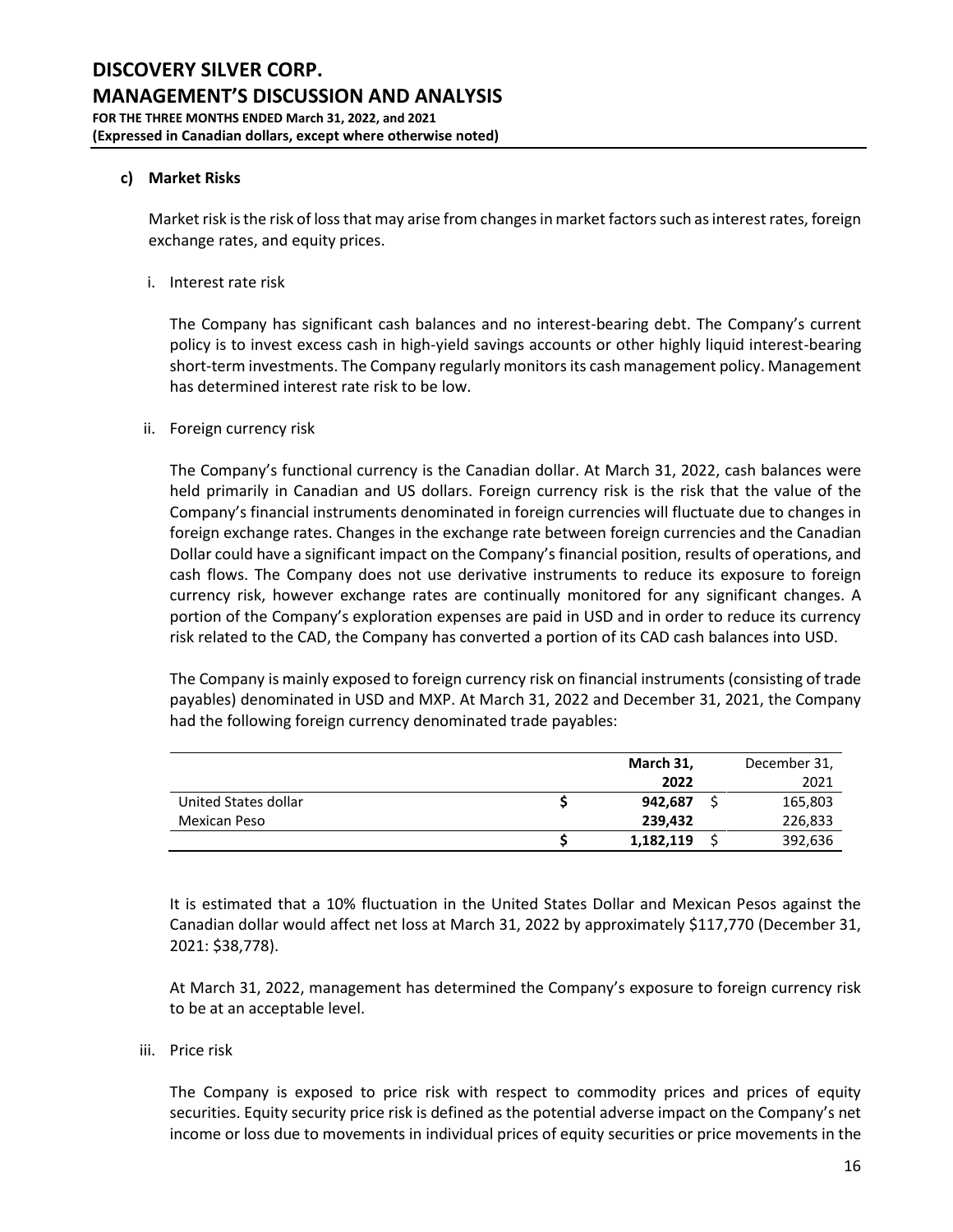### c) Market Risks

Market risk is the risk of loss that may arise from changes in market factors such as interest rates, foreign exchange rates, and equity prices.

i. Interest rate risk

The Company has significant cash balances and no interest-bearing debt. The Company's current policy is to invest excess cash in high-yield savings accounts or other highly liquid interest-bearing short-term investments. The Company regularly monitors its cash management policy. Management has determined interest rate risk to be low.

ii. Foreign currency risk

The Company's functional currency is the Canadian dollar. At March 31, 2022, cash balances were held primarily in Canadian and US dollars. Foreign currency risk is the risk that the value of the Company's financial instruments denominated in foreign currencies will fluctuate due to changes in foreign exchange rates. Changes in the exchange rate between foreign currencies and the Canadian Dollar could have a significant impact on the Company's financial position, results of operations, and cash flows. The Company does not use derivative instruments to reduce its exposure to foreign currency risk, however exchange rates are continually monitored for any significant changes. A portion of the Company's exploration expenses are paid in USD and in order to reduce its currency risk related to the CAD, the Company has converted a portion of its CAD cash balances into USD.

The Company is mainly exposed to foreign currency risk on financial instruments (consisting of trade payables) denominated in USD and MXP. At March 31, 2022 and December 31, 2021, the Company had the following foreign currency denominated trade payables:

| | **March 31, 2022** | December 31, 2021 |
|---|---|---|
| United States dollar | **$ 942,687** | $ 165,803 |
| Mexican Peso | **239,432** | 226,833 |
| | **$ 1,182,119** | $ 392,636 |

It is estimated that a 10% fluctuation in the United States Dollar and Mexican Pesos against the Canadian dollar would affect net loss at March 31, 2022 by approximately $117,770 (December 31, 2021: $38,778).

At March 31, 2022, management has determined the Company's exposure to foreign currency risk to be at an acceptable level.

iii. Price risk

The Company is exposed to price risk with respect to commodity prices and prices of equity securities. Equity security price risk is defined as the potential adverse impact on the Company's net income or loss due to movements in individual prices of equity securities or price movements in the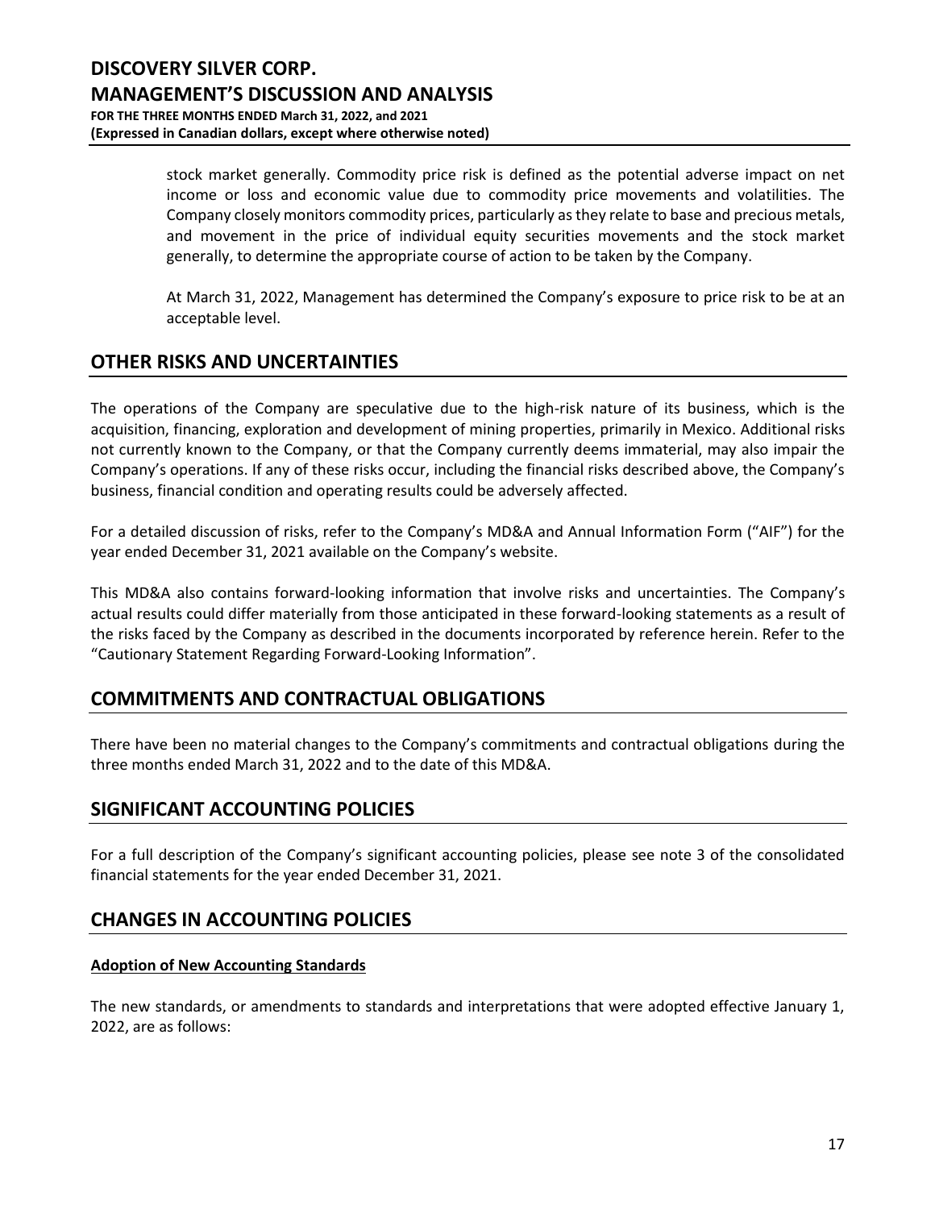stock market generally. Commodity price risk is defined as the potential adverse impact on net income or loss and economic value due to commodity price movements and volatilities. The Company closely monitors commodity prices, particularly as they relate to base and precious metals, and movement in the price of individual equity securities movements and the stock market generally, to determine the appropriate course of action to be taken by the Company.

At March 31, 2022, Management has determined the Company's exposure to price risk to be at an acceptable level.

## OTHER RISKS AND UNCERTAINTIES

The operations of the Company are speculative due to the high-risk nature of its business, which is the acquisition, financing, exploration and development of mining properties, primarily in Mexico. Additional risks not currently known to the Company, or that the Company currently deems immaterial, may also impair the Company's operations. If any of these risks occur, including the financial risks described above, the Company's business, financial condition and operating results could be adversely affected.

For a detailed discussion of risks, refer to the Company's MD&A and Annual Information Form ("AIF") for the year ended December 31, 2021 available on the Company's website.

This MD&A also contains forward-looking information that involve risks and uncertainties. The Company's actual results could differ materially from those anticipated in these forward-looking statements as a result of the risks faced by the Company as described in the documents incorporated by reference herein. Refer to the "Cautionary Statement Regarding Forward-Looking Information".

## COMMITMENTS AND CONTRACTUAL OBLIGATIONS

There have been no material changes to the Company's commitments and contractual obligations during the three months ended March 31, 2022 and to the date of this MD&A.

## SIGNIFICANT ACCOUNTING POLICIES

For a full description of the Company's significant accounting policies, please see note 3 of the consolidated financial statements for the year ended December 31, 2021.

## CHANGES IN ACCOUNTING POLICIES

**Adoption of New Accounting Standards**

The new standards, or amendments to standards and interpretations that were adopted effective January 1, 2022, are as follows: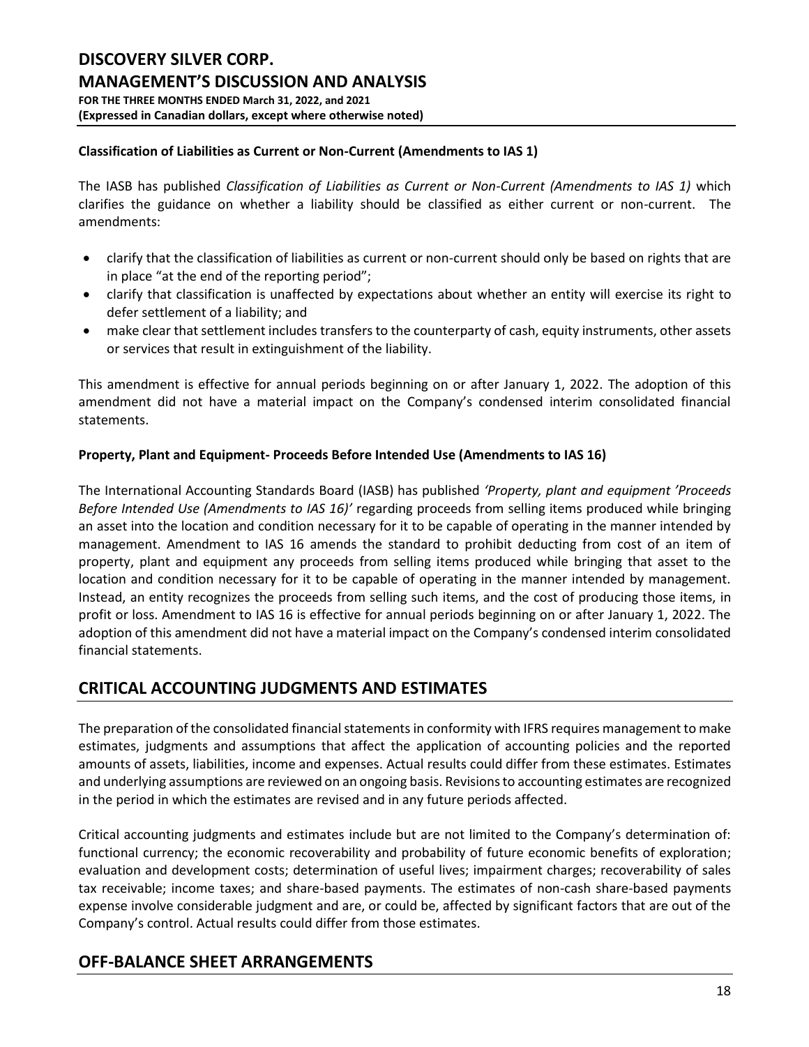### Classification of Liabilities as Current or Non-Current (Amendments to IAS 1)

The IASB has published *Classification of Liabilities as Current or Non-Current (Amendments to IAS 1)* which clarifies the guidance on whether a liability should be classified as either current or non-current. The amendments:

- clarify that the classification of liabilities as current or non-current should only be based on rights that are in place "at the end of the reporting period";
- clarify that classification is unaffected by expectations about whether an entity will exercise its right to defer settlement of a liability; and
- make clear that settlement includes transfers to the counterparty of cash, equity instruments, other assets or services that result in extinguishment of the liability.

This amendment is effective for annual periods beginning on or after January 1, 2022. The adoption of this amendment did not have a material impact on the Company's condensed interim consolidated financial statements.

### Property, Plant and Equipment- Proceeds Before Intended Use (Amendments to IAS 16)

The International Accounting Standards Board (IASB) has published *'Property, plant and equipment 'Proceeds Before Intended Use (Amendments to IAS 16)'* regarding proceeds from selling items produced while bringing an asset into the location and condition necessary for it to be capable of operating in the manner intended by management. Amendment to IAS 16 amends the standard to prohibit deducting from cost of an item of property, plant and equipment any proceeds from selling items produced while bringing that asset to the location and condition necessary for it to be capable of operating in the manner intended by management. Instead, an entity recognizes the proceeds from selling such items, and the cost of producing those items, in profit or loss. Amendment to IAS 16 is effective for annual periods beginning on or after January 1, 2022. The adoption of this amendment did not have a material impact on the Company's condensed interim consolidated financial statements.

## CRITICAL ACCOUNTING JUDGMENTS AND ESTIMATES

The preparation of the consolidated financial statements in conformity with IFRS requires management to make estimates, judgments and assumptions that affect the application of accounting policies and the reported amounts of assets, liabilities, income and expenses. Actual results could differ from these estimates. Estimates and underlying assumptions are reviewed on an ongoing basis. Revisions to accounting estimates are recognized in the period in which the estimates are revised and in any future periods affected.

Critical accounting judgments and estimates include but are not limited to the Company's determination of: functional currency; the economic recoverability and probability of future economic benefits of exploration; evaluation and development costs; determination of useful lives; impairment charges; recoverability of sales tax receivable; income taxes; and share-based payments. The estimates of non-cash share-based payments expense involve considerable judgment and are, or could be, affected by significant factors that are out of the Company's control. Actual results could differ from those estimates.

## OFF-BALANCE SHEET ARRANGEMENTS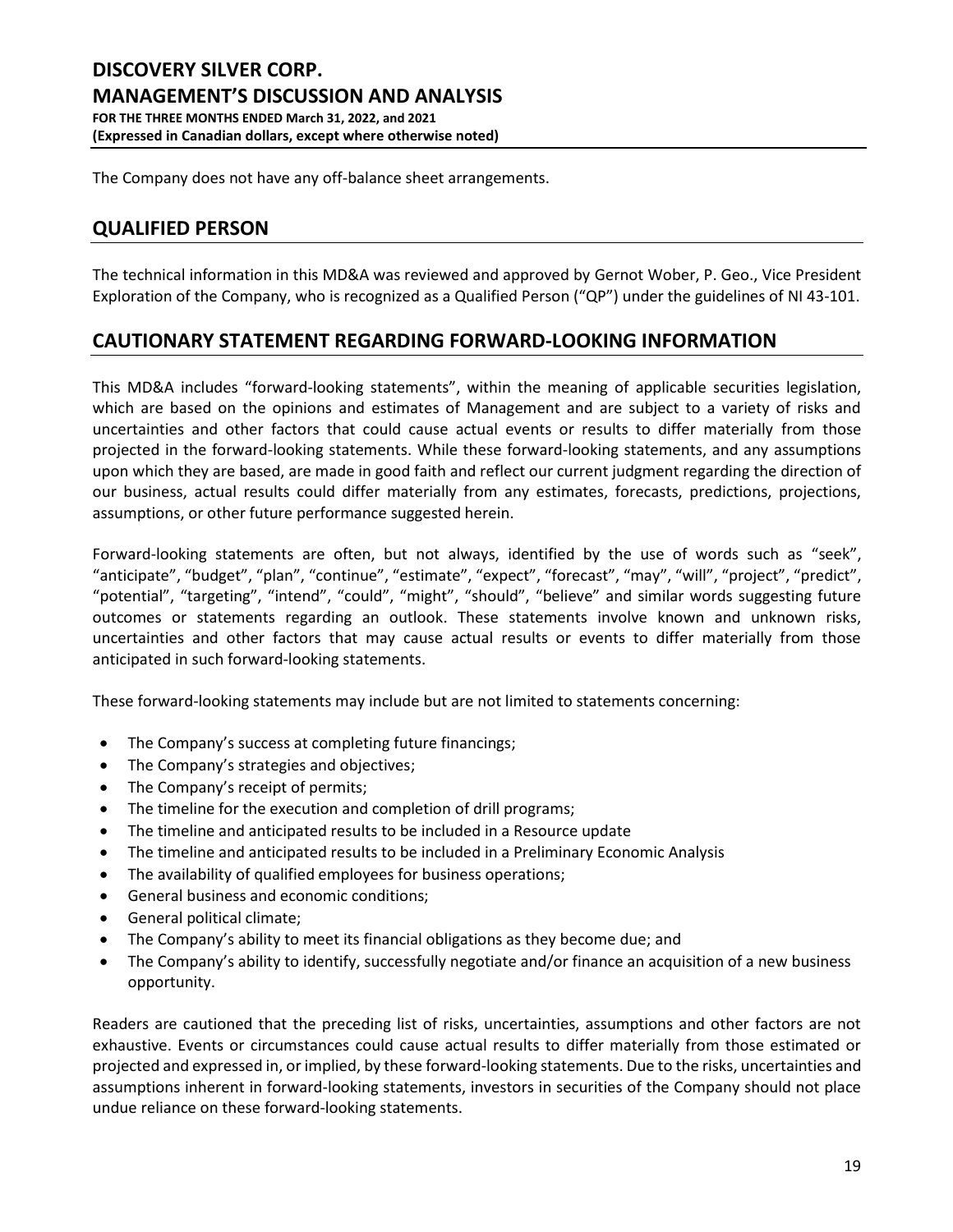The Company does not have any off-balance sheet arrangements.

## QUALIFIED PERSON

The technical information in this MD&A was reviewed and approved by Gernot Wober, P. Geo., Vice President Exploration of the Company, who is recognized as a Qualified Person ("QP") under the guidelines of NI 43-101.

## CAUTIONARY STATEMENT REGARDING FORWARD-LOOKING INFORMATION

This MD&A includes "forward-looking statements", within the meaning of applicable securities legislation, which are based on the opinions and estimates of Management and are subject to a variety of risks and uncertainties and other factors that could cause actual events or results to differ materially from those projected in the forward-looking statements. While these forward-looking statements, and any assumptions upon which they are based, are made in good faith and reflect our current judgment regarding the direction of our business, actual results could differ materially from any estimates, forecasts, predictions, projections, assumptions, or other future performance suggested herein.

Forward-looking statements are often, but not always, identified by the use of words such as "seek", "anticipate", "budget", "plan", "continue", "estimate", "expect", "forecast", "may", "will", "project", "predict", "potential", "targeting", "intend", "could", "might", "should", "believe" and similar words suggesting future outcomes or statements regarding an outlook. These statements involve known and unknown risks, uncertainties and other factors that may cause actual results or events to differ materially from those anticipated in such forward-looking statements.

These forward-looking statements may include but are not limited to statements concerning:

- The Company's success at completing future financings;
- The Company's strategies and objectives;
- The Company's receipt of permits;
- The timeline for the execution and completion of drill programs;
- The timeline and anticipated results to be included in a Resource update
- The timeline and anticipated results to be included in a Preliminary Economic Analysis
- The availability of qualified employees for business operations;
- General business and economic conditions;
- General political climate;
- The Company's ability to meet its financial obligations as they become due; and
- The Company's ability to identify, successfully negotiate and/or finance an acquisition of a new business opportunity.

Readers are cautioned that the preceding list of risks, uncertainties, assumptions and other factors are not exhaustive. Events or circumstances could cause actual results to differ materially from those estimated or projected and expressed in, or implied, by these forward-looking statements. Due to the risks, uncertainties and assumptions inherent in forward-looking statements, investors in securities of the Company should not place undue reliance on these forward-looking statements.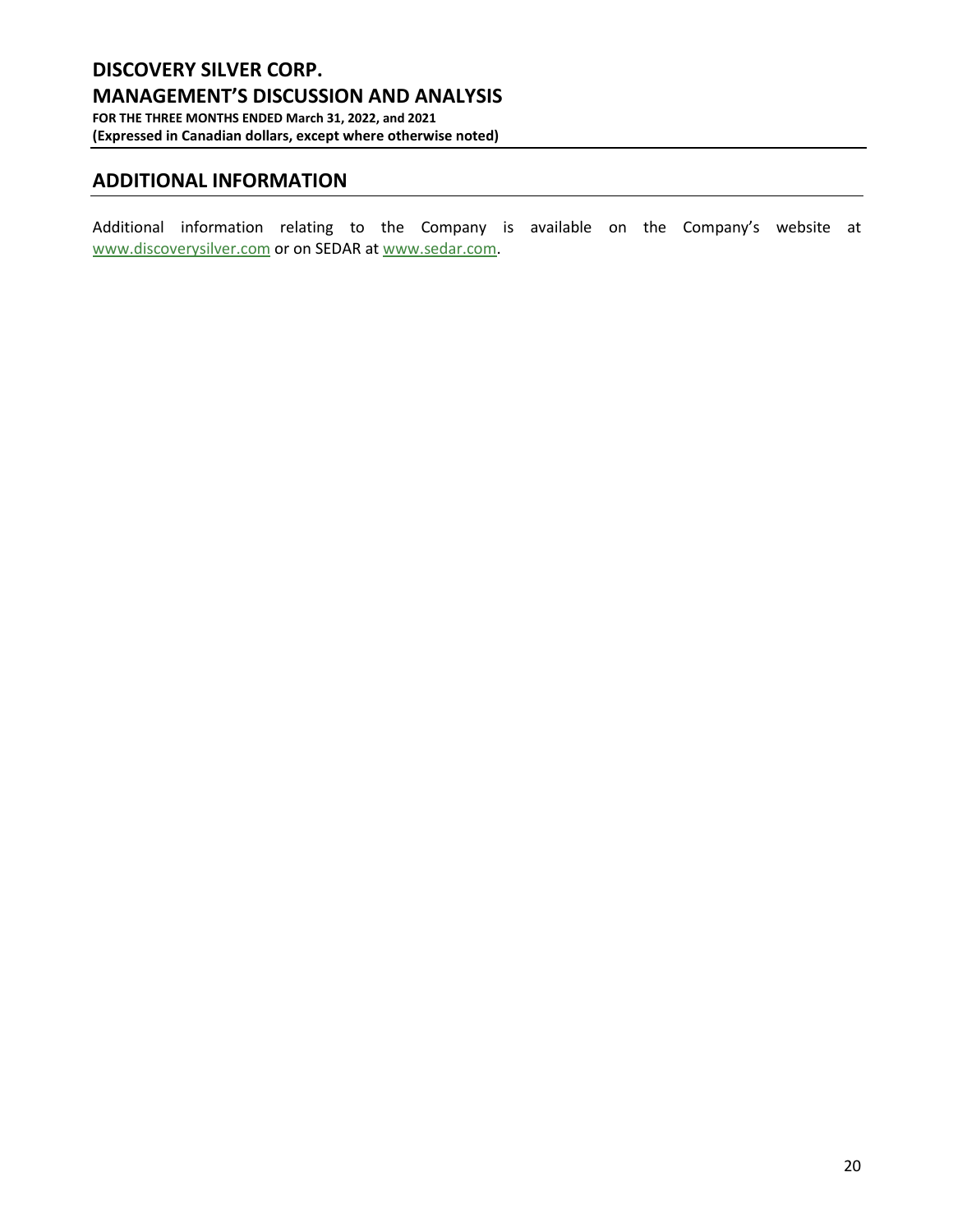## ADDITIONAL INFORMATION

Additional information relating to the Company is available on the Company's website at www.discoverysilver.com or on SEDAR at www.sedar.com.